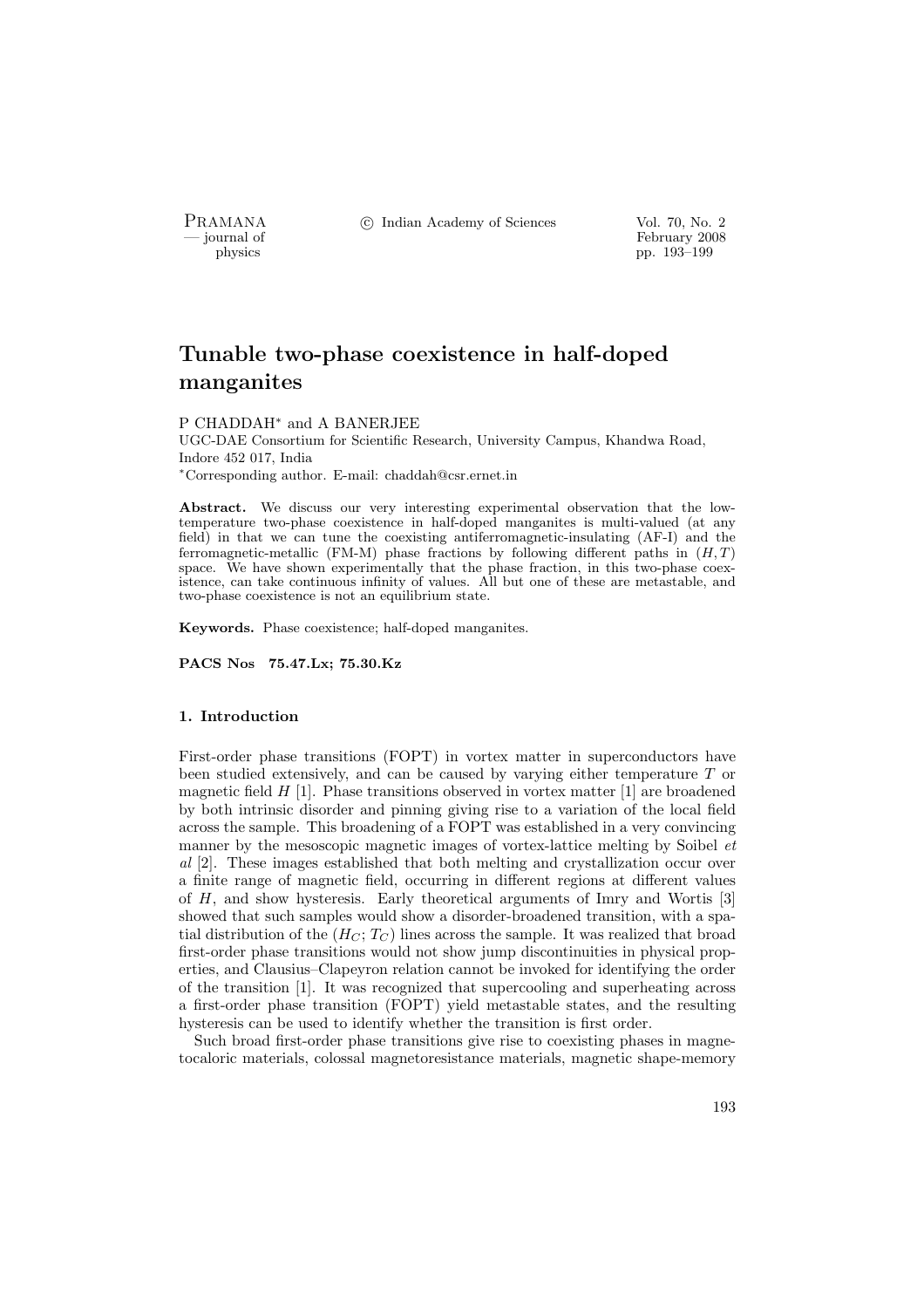# Tunable two-phase coexistence in half-doped manganites

P CHADDAH* and A BANERJEE

UGC-DAE Consortium for Scientific Research, University Campus, Khandwa Road, Indore 452 017, India

*Corresponding author. E-mail: chaddah@csr.ernet.in

**Abstract.** We discuss our very interesting experimental observation that the low-temperature two-phase coexistence in half-doped manganites is multi-valued (at any field) in that we can tune the coexisting antiferromagnetic-insulating (AF-I) and the ferromagnetic-metallic (FM-M) phase fractions by following different paths in $(H, T)$ space. We have shown experimentally that the phase fraction, in this two-phase coexistence, can take continuous infinity of values. All but one of these are metastable, and two-phase coexistence is not an equilibrium state.

**Keywords.** Phase coexistence; half-doped manganites.

**PACS Nos 75.47.Lx; 75.30.Kz**

## 1. Introduction

First-order phase transitions (FOPT) in vortex matter in superconductors have been studied extensively, and can be caused by varying either temperature $T$ or magnetic field $H$ [1]. Phase transitions observed in vortex matter [1] are broadened by both intrinsic disorder and pinning giving rise to a variation of the local field across the sample. This broadening of a FOPT was established in a very convincing manner by the mesoscopic magnetic images of vortex-lattice melting by Soibel *et al* [2]. These images established that both melting and crystallization occur over a finite range of magnetic field, occurring in different regions at different values of $H$, and show hysteresis. Early theoretical arguments of Imry and Wortis [3] showed that such samples would show a disorder-broadened transition, with a spatial distribution of the $(H_C; T_C)$ lines across the sample. It was realized that broad first-order phase transitions would not show jump discontinuities in physical properties, and Clausius–Clapeyron relation cannot be invoked for identifying the order of the transition [1]. It was recognized that supercooling and superheating across a first-order phase transition (FOPT) yield metastable states, and the resulting hysteresis can be used to identify whether the transition is first order.

Such broad first-order phase transitions give rise to coexisting phases in magnetocaloric materials, colossal magnetoresistance materials, magnetic shape-memory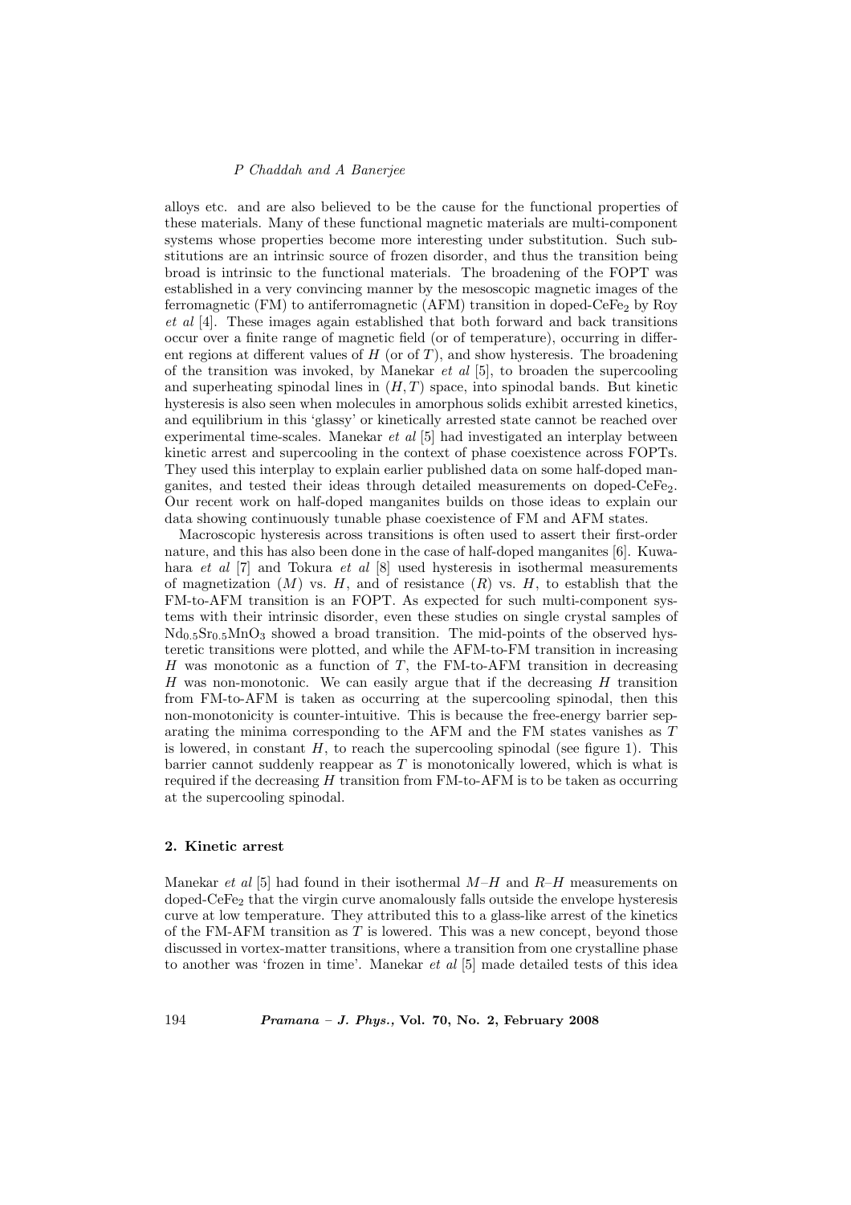alloys etc. and are also believed to be the cause for the functional properties of these materials. Many of these functional magnetic materials are multi-component systems whose properties become more interesting under substitution. Such substitutions are an intrinsic source of frozen disorder, and thus the transition being broad is intrinsic to the functional materials. The broadening of the FOPT was established in a very convincing manner by the mesoscopic magnetic images of the ferromagnetic (FM) to antiferromagnetic (AFM) transition in doped-$CeFe_2$ by Roy *et al* [4]. These images again established that both forward and back transitions occur over a finite range of magnetic field (or of temperature), occurring in different regions at different values of $H$ (or of $T$), and show hysteresis. The broadening of the transition was invoked, by Manekar *et al* [5], to broaden the supercooling and superheating spinodal lines in $(H, T)$ space, into spinodal bands. But kinetic hysteresis is also seen when molecules in amorphous solids exhibit arrested kinetics, and equilibrium in this 'glassy' or kinetically arrested state cannot be reached over experimental time-scales. Manekar *et al* [5] had investigated an interplay between kinetic arrest and supercooling in the context of phase coexistence across FOPTs. They used this interplay to explain earlier published data on some half-doped manganites, and tested their ideas through detailed measurements on doped-$CeFe_2$. Our recent work on half-doped manganites builds on those ideas to explain our data showing continuously tunable phase coexistence of FM and AFM states.

Macroscopic hysteresis across transitions is often used to assert their first-order nature, and this has also been done in the case of half-doped manganites [6]. Kuwahara *et al* [7] and Tokura *et al* [8] used hysteresis in isothermal measurements of magnetization ($M$) vs. $H$, and of resistance ($R$) vs. $H$, to establish that the FM-to-AFM transition is an FOPT. As expected for such multi-component systems with their intrinsic disorder, even these studies on single crystal samples of $Nd_{0.5}Sr_{0.5}MnO_3$ showed a broad transition. The mid-points of the observed hysteretic transitions were plotted, and while the AFM-to-FM transition in increasing $H$ was monotonic as a function of $T$, the FM-to-AFM transition in decreasing $H$ was non-monotonic. We can easily argue that if the decreasing $H$ transition from FM-to-AFM is taken as occurring at the supercooling spinodal, then this non-monotonicity is counter-intuitive. This is because the free-energy barrier separating the minima corresponding to the AFM and the FM states vanishes as $T$ is lowered, in constant $H$, to reach the supercooling spinodal (see figure 1). This barrier cannot suddenly reappear as $T$ is monotonically lowered, which is what is required if the decreasing $H$ transition from FM-to-AFM is to be taken as occurring at the supercooling spinodal.

## 2. Kinetic arrest

Manekar *et al* [5] had found in their isothermal $M$–$H$ and $R$–$H$ measurements on doped-$CeFe_2$ that the virgin curve anomalously falls outside the envelope hysteresis curve at low temperature. They attributed this to a glass-like arrest of the kinetics of the FM-AFM transition as $T$ is lowered. This was a new concept, beyond those discussed in vortex-matter transitions, where a transition from one crystalline phase to another was 'frozen in time'. Manekar *et al* [5] made detailed tests of this idea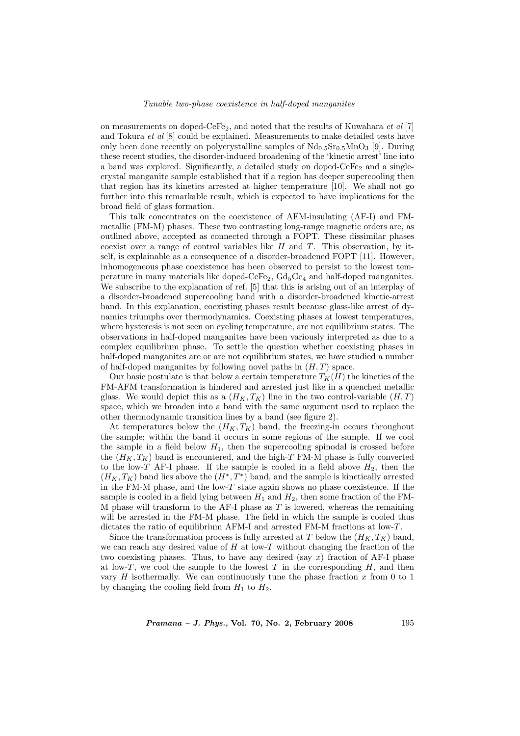on measurements on doped-$CeFe_2$, and noted that the results of Kuwahara *et al* [7] and Tokura *et al* [8] could be explained. Measurements to make detailed tests have only been done recently on polycrystalline samples of $Nd_{0.5}Sr_{0.5}MnO_3$ [9]. During these recent studies, the disorder-induced broadening of the 'kinetic arrest' line into a band was explored. Significantly, a detailed study on doped-$CeFe_2$ and a single-crystal manganite sample established that if a region has deeper supercooling then that region has its kinetics arrested at higher temperature [10]. We shall not go further into this remarkable result, which is expected to have implications for the broad field of glass formation.

This talk concentrates on the coexistence of AFM-insulating (AF-I) and FM-metallic (FM-M) phases. These two contrasting long-range magnetic orders are, as outlined above, accepted as connected through a FOPT. These dissimilar phases coexist over a range of control variables like $H$ and $T$. This observation, by itself, is explainable as a consequence of a disorder-broadened FOPT [11]. However, inhomogeneous phase coexistence has been observed to persist to the lowest temperature in many materials like doped-$CeFe_2$, $Gd_5Ge_4$ and half-doped manganites. We subscribe to the explanation of ref. [5] that this is arising out of an interplay of a disorder-broadened supercooling band with a disorder-broadened kinetic-arrest band. In this explanation, coexisting phases result because glass-like arrest of dynamics triumphs over thermodynamics. Coexisting phases at lowest temperatures, where hysteresis is not seen on cycling temperature, are not equilibrium states. The observations in half-doped manganites have been variously interpreted as due to a complex equilibrium phase. To settle the question whether coexisting phases in half-doped manganites are or are not equilibrium states, we have studied a number of half-doped manganites by following novel paths in $(H, T)$ space.

Our basic postulate is that below a certain temperature $T_K(H)$ the kinetics of the FM-AFM transformation is hindered and arrested just like in a quenched metallic glass. We would depict this as a $(H_K, T_K)$ line in the two control-variable $(H, T)$ space, which we broaden into a band with the same argument used to replace the other thermodynamic transition lines by a band (see figure 2).

At temperatures below the $(H_K, T_K)$ band, the freezing-in occurs throughout the sample; within the band it occurs in some regions of the sample. If we cool the sample in a field below $H_1$, then the supercooling spinodal is crossed before the $(H_K, T_K)$ band is encountered, and the high-$T$ FM-M phase is fully converted to the low-$T$ AF-I phase. If the sample is cooled in a field above $H_2$, then the $(H_K, T_K)$ band lies above the $(H^*, T^*)$ band, and the sample is kinetically arrested in the FM-M phase, and the low-$T$ state again shows no phase coexistence. If the sample is cooled in a field lying between $H_1$ and $H_2$, then some fraction of the FM-M phase will transform to the AF-I phase as $T$ is lowered, whereas the remaining will be arrested in the FM-M phase. The field in which the sample is cooled thus dictates the ratio of equilibrium AFM-I and arrested FM-M fractions at low-$T$.

Since the transformation process is fully arrested at $T$ below the $(H_K, T_K)$ band, we can reach any desired value of $H$ at low-$T$ without changing the fraction of the two coexisting phases. Thus, to have any desired (say $x$) fraction of AF-I phase at low-$T$, we cool the sample to the lowest $T$ in the corresponding $H$, and then vary $H$ isothermally. We can continuously tune the phase fraction $x$ from 0 to 1 by changing the cooling field from $H_1$ to $H_2$.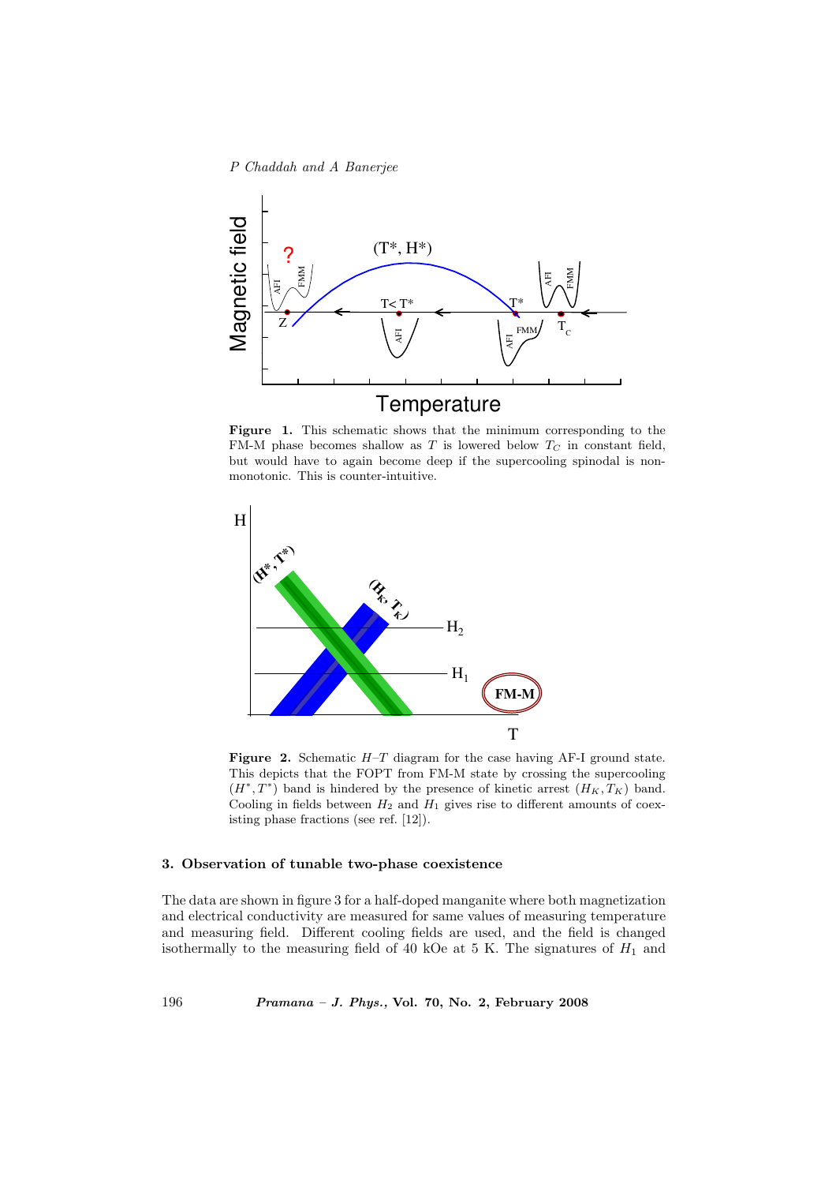**Figure 1.** This schematic shows that the minimum corresponding to the FM-M phase becomes shallow as $T$ is lowered below $T_C$ in constant field, but would have to again become deep if the supercooling spinodal is non-monotonic. This is counter-intuitive.

**Figure 2.** Schematic $H$–$T$ diagram for the case having AF-I ground state. This depicts that the FOPT from FM-M state by crossing the supercooling $(H^*, T^*)$ band is hindered by the presence of kinetic arrest $(H_K, T_K)$ band. Cooling in fields between $H_2$ and $H_1$ gives rise to different amounts of coexisting phase fractions (see ref. [12]).

### 3. Observation of tunable two-phase coexistence

The data are shown in figure 3 for a half-doped manganite where both magnetization and electrical conductivity are measured for same values of measuring temperature and measuring field. Different cooling fields are used, and the field is changed isothermally to the measuring field of 40 kOe at 5 K. The signatures of $H_1$ and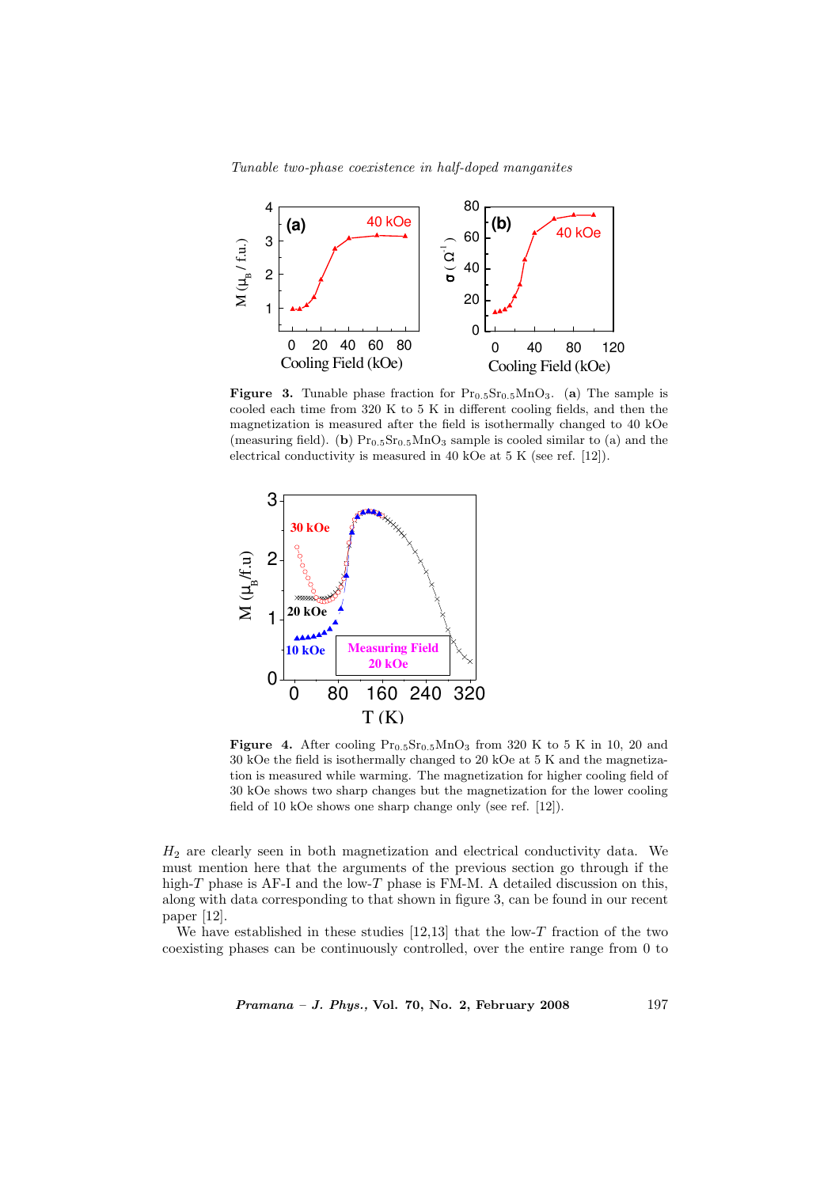**Figure 3.** Tunable phase fraction for $Pr_{0.5}Sr_{0.5}MnO_3$. (**a**) The sample is cooled each time from 320 K to 5 K in different cooling fields, and then the magnetization is measured after the field is isothermally changed to 40 kOe (measuring field). (**b**) $Pr_{0.5}Sr_{0.5}MnO_3$ sample is cooled similar to (a) and the electrical conductivity is measured in 40 kOe at 5 K (see ref. [12]).

**Figure 4.** After cooling $Pr_{0.5}Sr_{0.5}MnO_3$ from 320 K to 5 K in 10, 20 and 30 kOe the field is isothermally changed to 20 kOe at 5 K and the magnetization is measured while warming. The magnetization for higher cooling field of 30 kOe shows two sharp changes but the magnetization for the lower cooling field of 10 kOe shows one sharp change only (see ref. [12]).

$H_2$ are clearly seen in both magnetization and electrical conductivity data. We must mention here that the arguments of the previous section go through if the high-$T$ phase is AF-I and the low-$T$ phase is FM-M. A detailed discussion on this, along with data corresponding to that shown in figure 3, can be found in our recent paper [12].

We have established in these studies [12,13] that the low-$T$ fraction of the two coexisting phases can be continuously controlled, over the entire range from 0 to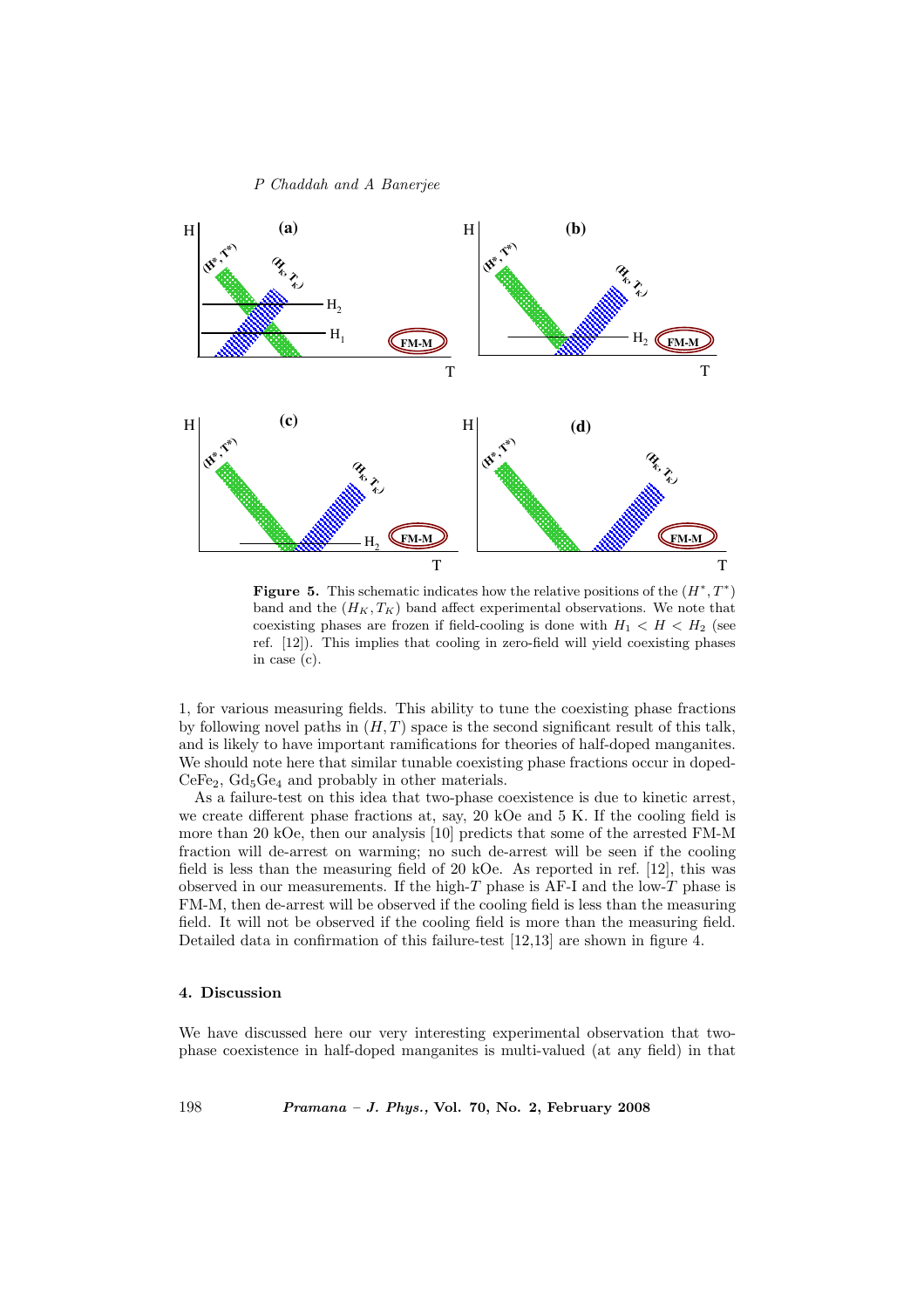**Figure 5.** This schematic indicates how the relative positions of the $(H^*, T^*)$ band and the $(H_K, T_K)$ band affect experimental observations. We note that coexisting phases are frozen if field-cooling is done with $H_1 < H < H_2$ (see ref. [12]). This implies that cooling in zero-field will yield coexisting phases in case (c).

1, for various measuring fields. This ability to tune the coexisting phase fractions by following novel paths in $(H, T)$ space is the second significant result of this talk, and is likely to have important ramifications for theories of half-doped manganites. We should note here that similar tunable coexisting phase fractions occur in doped-$CeFe_2$, $Gd_5Ge_4$ and probably in other materials.

As a failure-test on this idea that two-phase coexistence is due to kinetic arrest, we create different phase fractions at, say, 20 kOe and 5 K. If the cooling field is more than 20 kOe, then our analysis [10] predicts that some of the arrested FM-M fraction will de-arrest on warming; no such de-arrest will be seen if the cooling field is less than the measuring field of 20 kOe. As reported in ref. [12], this was observed in our measurements. If the high-$T$ phase is AF-I and the low-$T$ phase is FM-M, then de-arrest will be observed if the cooling field is less than the measuring field. It will not be observed if the cooling field is more than the measuring field. Detailed data in confirmation of this failure-test [12,13] are shown in figure 4.

## 4. Discussion

We have discussed here our very interesting experimental observation that two-phase coexistence in half-doped manganites is multi-valued (at any field) in that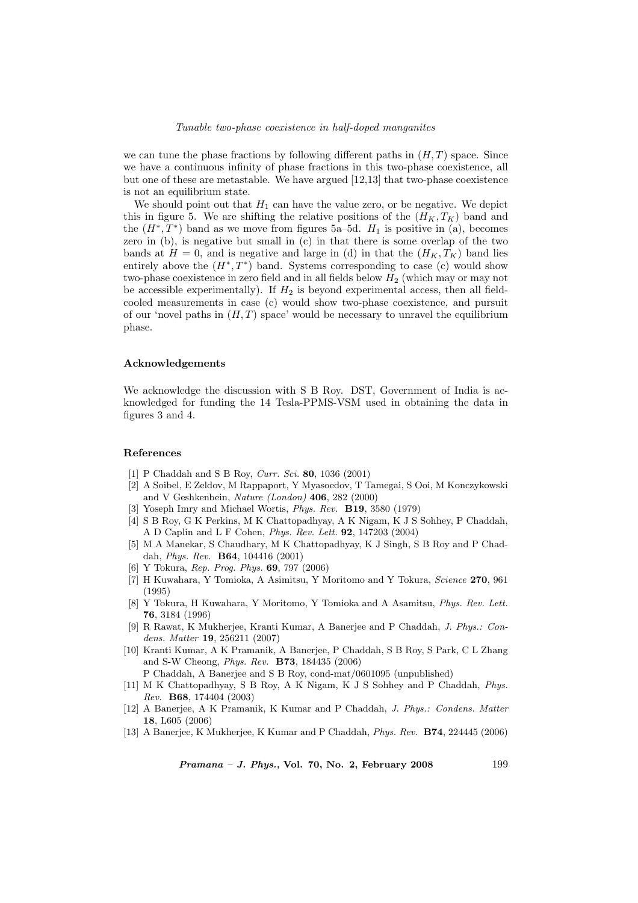we can tune the phase fractions by following different paths in $(H, T)$ space. Since we have a continuous infinity of phase fractions in this two-phase coexistence, all but one of these are metastable. We have argued [12,13] that two-phase coexistence is not an equilibrium state.

We should point out that $H_1$ can have the value zero, or be negative. We depict this in figure 5. We are shifting the relative positions of the $(H_K, T_K)$ band and the $(H^*, T^*)$ band as we move from figures 5a–5d. $H_1$ is positive in (a), becomes zero in (b), is negative but small in (c) in that there is some overlap of the two bands at $H = 0$, and is negative and large in (d) in that the $(H_K, T_K)$ band lies entirely above the $(H^*, T^*)$ band. Systems corresponding to case (c) would show two-phase coexistence in zero field and in all fields below $H_2$ (which may or may not be accessible experimentally). If $H_2$ is beyond experimental access, then all field-cooled measurements in case (c) would show two-phase coexistence, and pursuit of our 'novel paths in $(H, T)$ space' would be necessary to unravel the equilibrium phase.

### Acknowledgements

We acknowledge the discussion with S B Roy. DST, Government of India is acknowledged for funding the 14 Tesla-PPMS-VSM used in obtaining the data in figures 3 and 4.

### References

[1] P Chaddah and S B Roy, *Curr. Sci.* **80**, 1036 (2001)
[2] A Soibel, E Zeldov, M Rappaport, Y Myasoedov, T Tamegai, S Ooi, M Konczykowski and V Geshkenbein, *Nature (London)* **406**, 282 (2000)
[3] Yoseph Imry and Michael Wortis, *Phys. Rev.* **B19**, 3580 (1979)
[4] S B Roy, G K Perkins, M K Chattopadhyay, A K Nigam, K J S Sohhey, P Chaddah, A D Caplin and L F Cohen, *Phys. Rev. Lett.* **92**, 147203 (2004)
[5] M A Manekar, S Chaudhary, M K Chattopadhyay, K J Singh, S B Roy and P Chaddah, *Phys. Rev.* **B64**, 104416 (2001)
[6] Y Tokura, *Rep. Prog. Phys.* **69**, 797 (2006)
[7] H Kuwahara, Y Tomioka, A Asimitsu, Y Moritomo and Y Tokura, *Science* **270**, 961 (1995)
[8] Y Tokura, H Kuwahara, Y Moritomo, Y Tomioka and A Asamitsu, *Phys. Rev. Lett.* **76**, 3184 (1996)
[9] R Rawat, K Mukherjee, Kranti Kumar, A Banerjee and P Chaddah, *J. Phys.: Condens. Matter* **19**, 256211 (2007)
[10] Kranti Kumar, A K Pramanik, A Banerjee, P Chaddah, S B Roy, S Park, C L Zhang and S-W Cheong, *Phys. Rev.* **B73**, 184435 (2006)
P Chaddah, A Banerjee and S B Roy, cond-mat/0601095 (unpublished)
[11] M K Chattopadhyay, S B Roy, A K Nigam, K J S Sohhey and P Chaddah, *Phys. Rev.* **B68**, 174404 (2003)
[12] A Banerjee, A K Pramanik, K Kumar and P Chaddah, *J. Phys.: Condens. Matter* **18**, L605 (2006)
[13] A Banerjee, K Mukherjee, K Kumar and P Chaddah, *Phys. Rev.* **B74**, 224445 (2006)